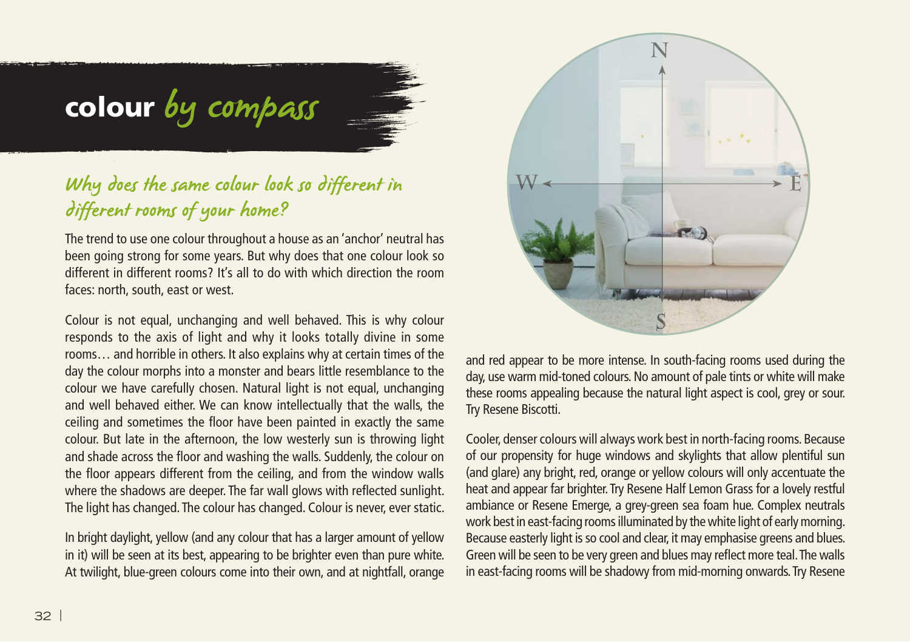# colour *by compass*

## *Why does the same colour look so different in different rooms of your home?*

The trend to use one colour throughout a house as an 'anchor' neutral has been going strong for some years. But why does that one colour look so different in different rooms? It's all to do with which direction the room faces: north, south, east or west.

Colour is not equal, unchanging and well behaved. This is why colour responds to the axis of light and why it looks totally divine in some rooms… and horrible in others. It also explains why at certain times of the day the colour morphs into a monster and bears little resemblance to the colour we have carefully chosen. Natural light is not equal, unchanging and well behaved either. We can know intellectually that the walls, the ceiling and sometimes the floor have been painted in exactly the same colour. But late in the afternoon, the low westerly sun is throwing light and shade across the floor and washing the walls. Suddenly, the colour on the floor appears different from the ceiling, and from the window walls where the shadows are deeper. The far wall glows with reflected sunlight. The light has changed. The colour has changed. Colour is never, ever static.

In bright daylight, yellow (and any colour that has a larger amount of yellow in it) will be seen at its best, appearing to be brighter even than pure white. At twilight, blue-green colours come into their own, and at nightfall, orange and red appear to be more intense. In south-facing rooms used during the day, use warm mid-toned colours. No amount of pale tints or white will make these rooms appealing because the natural light aspect is cool, grey or sour. Try Resene Biscotti.

Cooler, denser colours will always work best in north-facing rooms. Because of our propensity for huge windows and skylights that allow plentiful sun (and glare) any bright, red, orange or yellow colours will only accentuate the heat and appear far brighter. Try Resene Half Lemon Grass for a lovely restful ambiance or Resene Emerge, a grey-green sea foam hue. Complex neutrals work best in east-facing rooms illuminated by the white light of early morning. Because easterly light is so cool and clear, it may emphasise greens and blues. Green will be seen to be very green and blues may reflect more teal. The walls in east-facing rooms will be shadowy from mid-morning onwards. Try Resene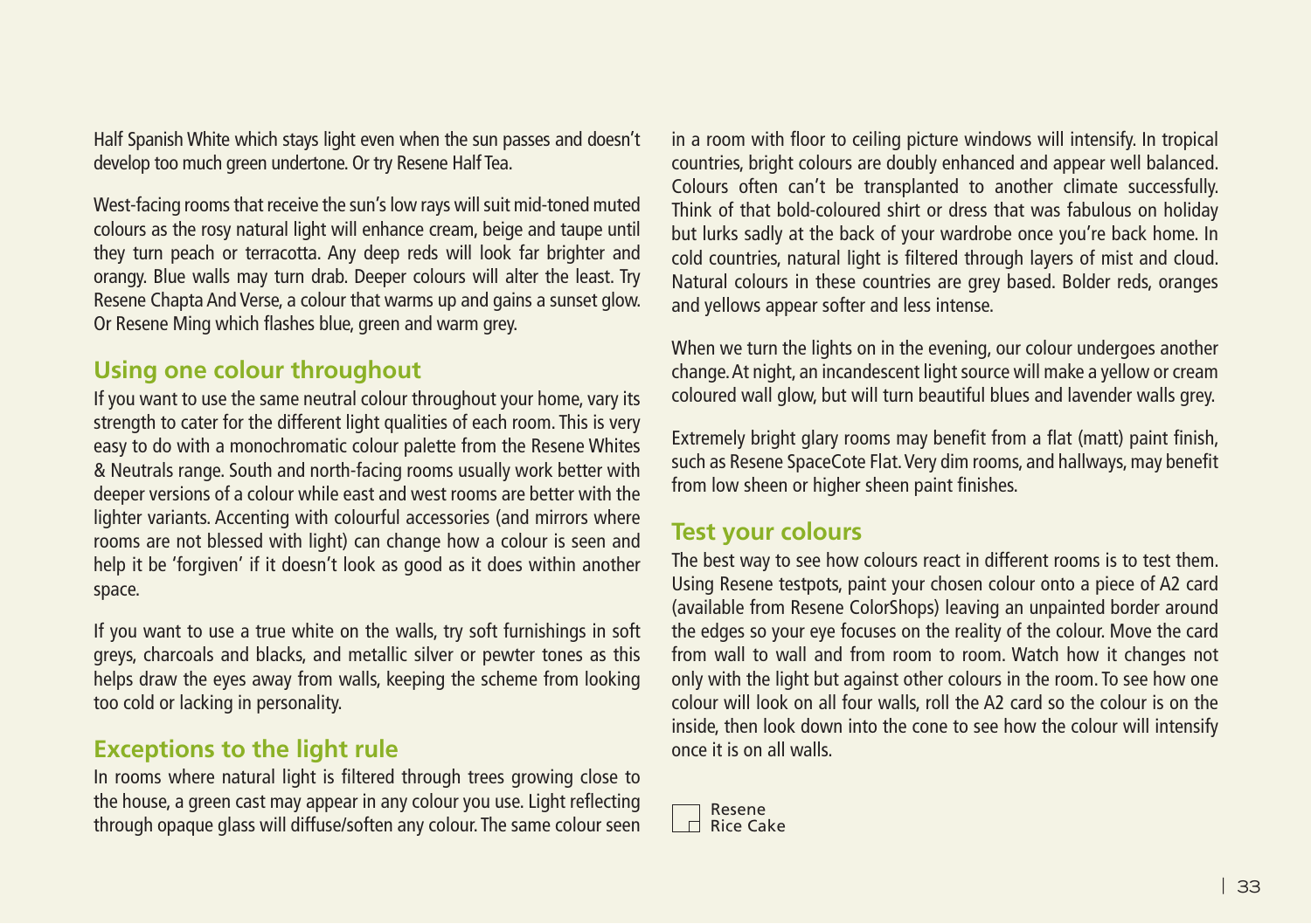Half Spanish White which stays light even when the sun passes and doesn't develop too much green undertone. Or try Resene Half Tea.

West-facing rooms that receive the sun's low rays will suit mid-toned muted colours as the rosy natural light will enhance cream, beige and taupe until they turn peach or terracotta. Any deep reds will look far brighter and orangy. Blue walls may turn drab. Deeper colours will alter the least. Try Resene Chapta And Verse, a colour that warms up and gains a sunset glow. Or Resene Ming which flashes blue, green and warm grey.

## Using one colour throughout

If you want to use the same neutral colour throughout your home, vary its strength to cater for the different light qualities of each room. This is very easy to do with a monochromatic colour palette from the Resene Whites & Neutrals range. South and north-facing rooms usually work better with deeper versions of a colour while east and west rooms are better with the lighter variants. Accenting with colourful accessories (and mirrors where rooms are not blessed with light) can change how a colour is seen and help it be 'forgiven' if it doesn't look as good as it does within another space.

If you want to use a true white on the walls, try soft furnishings in soft greys, charcoals and blacks, and metallic silver or pewter tones as this helps draw the eyes away from walls, keeping the scheme from looking too cold or lacking in personality.

## Exceptions to the light rule

In rooms where natural light is filtered through trees growing close to the house, a green cast may appear in any colour you use. Light reflecting through opaque glass will diffuse/soften any colour. The same colour seen in a room with floor to ceiling picture windows will intensify. In tropical countries, bright colours are doubly enhanced and appear well balanced. Colours often can't be transplanted to another climate successfully. Think of that bold-coloured shirt or dress that was fabulous on holiday but lurks sadly at the back of your wardrobe once you're back home. In cold countries, natural light is filtered through layers of mist and cloud. Natural colours in these countries are grey based. Bolder reds, oranges and yellows appear softer and less intense.

When we turn the lights on in the evening, our colour undergoes another change. At night, an incandescent light source will make a yellow or cream coloured wall glow, but will turn beautiful blues and lavender walls grey.

Extremely bright glary rooms may benefit from a flat (matt) paint finish, such as Resene SpaceCote Flat. Very dim rooms, and hallways, may benefit from low sheen or higher sheen paint finishes.

## Test your colours

The best way to see how colours react in different rooms is to test them. Using Resene testpots, paint your chosen colour onto a piece of A2 card (available from Resene ColorShops) leaving an unpainted border around the edges so your eye focuses on the reality of the colour. Move the card from wall to wall and from room to room. Watch how it changes not only with the light but against other colours in the room. To see how one colour will look on all four walls, roll the A2 card so the colour is on the inside, then look down into the cone to see how the colour will intensify once it is on all walls.

Resene
Rice Cake